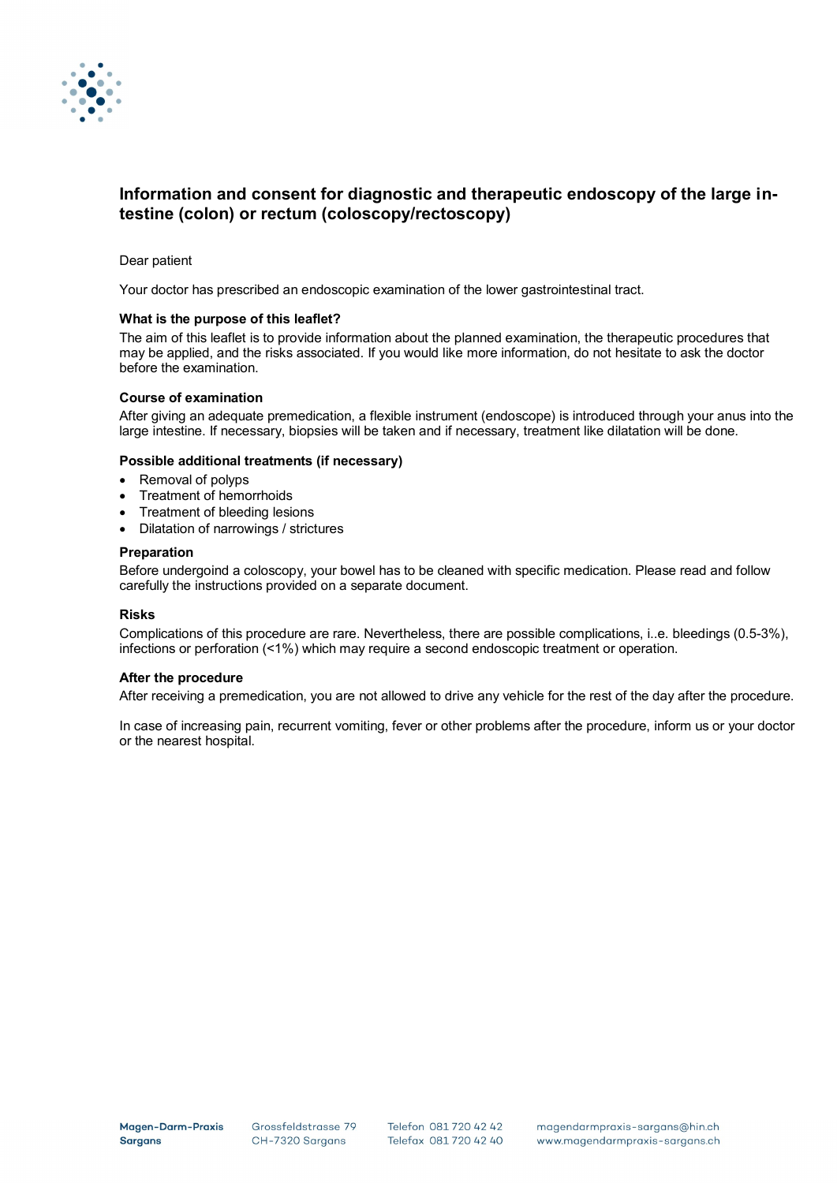# Information and consent for diagnostic and therapeutic endoscopy of the large intestine (colon) or rectum (coloscopy/rectoscopy)

Dear patient

Your doctor has prescribed an endoscopic examination of the lower gastrointestinal tract.

### What is the purpose of this leaflet?

The aim of this leaflet is to provide information about the planned examination, the therapeutic procedures that may be applied, and the risks associated. If you would like more information, do not hesitate to ask the doctor before the examination.

### Course of examination

After giving an adequate premedication, a flexible instrument (endoscope) is introduced through your anus into the large intestine. If necessary, biopsies will be taken and if necessary, treatment like dilatation will be done.

### Possible additional treatments (if necessary)

- Removal of polyps
- Treatment of hemorrhoids
- Treatment of bleeding lesions
- Dilatation of narrowings / strictures

### Preparation

Before undergoind a coloscopy, your bowel has to be cleaned with specific medication. Please read and follow carefully the instructions provided on a separate document.

### Risks

Complications of this procedure are rare. Nevertheless, there are possible complications, i..e. bleedings (0.5-3%), infections or perforation (<1%) which may require a second endoscopic treatment or operation.

### After the procedure

After receiving a premedication, you are not allowed to drive any vehicle for the rest of the day after the procedure.

In case of increasing pain, recurrent vomiting, fever or other problems after the procedure, inform us or your doctor or the nearest hospital.

**Magen-Darm-Praxis Sargans** Grossfeldstrasse 79 CH-7320 Sargans Telefon 081 720 42 42 Telefax 081 720 42 40 magendarmpraxis-sargans@hin.ch www.magendarmpraxis-sargans.ch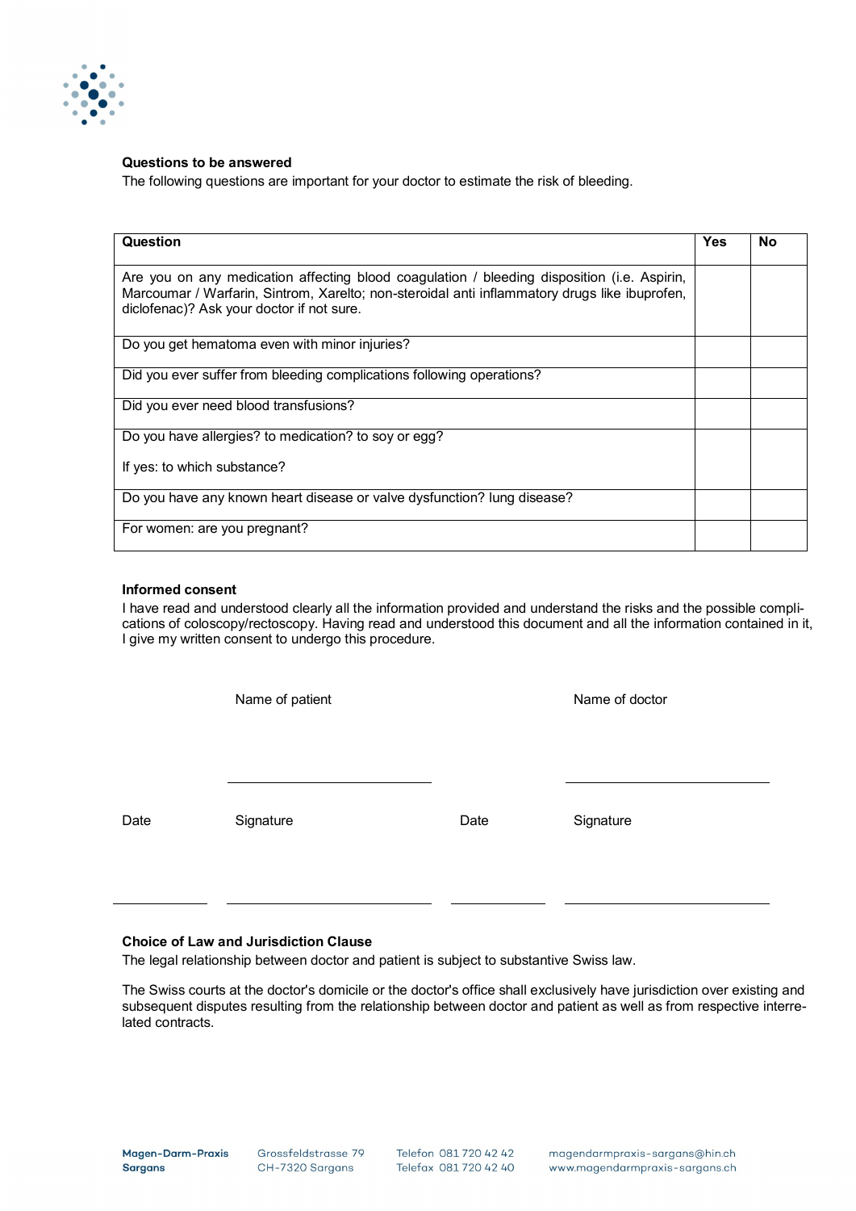**Questions to be answered**

The following questions are important for your doctor to estimate the risk of bleeding.

| Question | Yes | No |
|---|---|---|
| Are you on any medication affecting blood coagulation / bleeding disposition (i.e. Aspirin, Marcoumar / Warfarin, Sintrom, Xarelto; non-steroidal anti inflammatory drugs like ibuprofen, diclofenac)? Ask your doctor if not sure. | | |
| Do you get hematoma even with minor injuries? | | |
| Did you ever suffer from bleeding complications following operations? | | |
| Did you ever need blood transfusions? | | |
| Do you have allergies? to medication? to soy or egg?<br><br>If yes: to which substance? | | |
| Do you have any known heart disease or valve dysfunction? lung disease? | | |
| For women: are you pregnant? | | |

**Informed consent**

I have read and understood clearly all the information provided and understand the risks and the possible complications of coloscopy/rectoscopy. Having read and understood this document and all the information contained in it, I give my written consent to undergo this procedure.

Name of patient ______________________

Name of doctor ______________________

Date __________ Signature ______________________

Date __________ Signature ______________________

**Choice of Law and Jurisdiction Clause**

The legal relationship between doctor and patient is subject to substantive Swiss law.

The Swiss courts at the doctor's domicile or the doctor's office shall exclusively have jurisdiction over existing and subsequent disputes resulting from the relationship between doctor and patient as well as from respective interrelated contracts.

**Magen-Darm-Praxis Sargans** Grossfeldstrasse 79 CH-7320 Sargans Telefon 081 720 42 42 Telefax 081 720 42 40 magendarmpraxis-sargans@hin.ch www.magendarmpraxis-sargans.ch